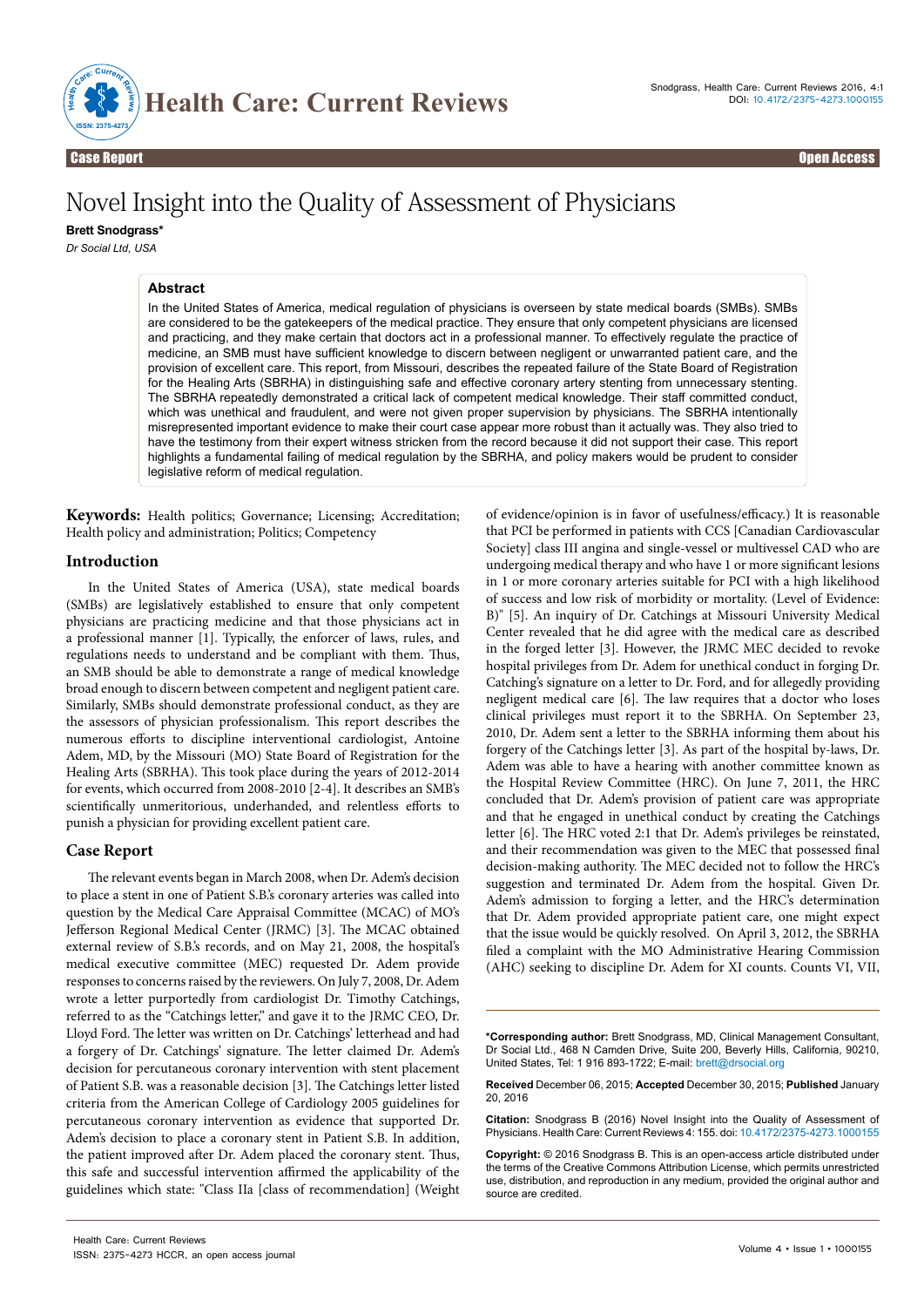Case Report | Open Access

# Novel Insight into the Quality of Assessment of Physicians

**Brett Snodgrass***

*Dr Social Ltd, USA*

## Abstract

In the United States of America, medical regulation of physicians is overseen by state medical boards (SMBs). SMBs are considered to be the gatekeepers of the medical practice. They ensure that only competent physicians are licensed and practicing, and they make certain that doctors act in a professional manner. To effectively regulate the practice of medicine, an SMB must have sufficient knowledge to discern between negligent or unwarranted patient care, and the provision of excellent care. This report, from Missouri, describes the repeated failure of the State Board of Registration for the Healing Arts (SBRHA) in distinguishing safe and effective coronary artery stenting from unnecessary stenting. The SBRHA repeatedly demonstrated a critical lack of competent medical knowledge. Their staff committed conduct, which was unethical and fraudulent, and were not given proper supervision by physicians. The SBRHA intentionally misrepresented important evidence to make their court case appear more robust than it actually was. They also tried to have the testimony from their expert witness stricken from the record because it did not support their case. This report highlights a fundamental failing of medical regulation by the SBRHA, and policy makers would be prudent to consider legislative reform of medical regulation.

**Keywords:** Health politics; Governance; Licensing; Accreditation; Health policy and administration; Politics; Competency

## Introduction

In the United States of America (USA), state medical boards (SMBs) are legislatively established to ensure that only competent physicians are practicing medicine and that those physicians act in a professional manner [1]. Typically, the enforcer of laws, rules, and regulations needs to understand and be compliant with them. Thus, an SMB should be able to demonstrate a range of medical knowledge broad enough to discern between competent and negligent patient care. Similarly, SMBs should demonstrate professional conduct, as they are the assessors of physician professionalism. This report describes the numerous efforts to discipline interventional cardiologist, Antoine Adem, MD, by the Missouri (MO) State Board of Registration for the Healing Arts (SBRHA). This took place during the years of 2012-2014 for events, which occurred from 2008-2010 [2-4]. It describes an SMB's scientifically unmeritorious, underhanded, and relentless efforts to punish a physician for providing excellent patient care.

## Case Report

The relevant events began in March 2008, when Dr. Adem's decision to place a stent in one of Patient S.B.'s coronary arteries was called into question by the Medical Care Appraisal Committee (MCAC) of MO's Jefferson Regional Medical Center (JRMC) [3]. The MCAC obtained external review of S.B.'s records, and on May 21, 2008, the hospital's medical executive committee (MEC) requested Dr. Adem provide responses to concerns raised by the reviewers. On July 7, 2008, Dr. Adem wrote a letter purportedly from cardiologist Dr. Timothy Catchings, referred to as the "Catchings letter," and gave it to the JRMC CEO, Dr. Lloyd Ford. The letter was written on Dr. Catchings' letterhead and had a forgery of Dr. Catchings' signature. The letter claimed Dr. Adem's decision for percutaneous coronary intervention with stent placement of Patient S.B. was a reasonable decision [3]. The Catchings letter listed criteria from the American College of Cardiology 2005 guidelines for percutaneous coronary intervention as evidence that supported Dr. Adem's decision to place a coronary stent in Patient S.B. In addition, the patient improved after Dr. Adem placed the coronary stent. Thus, this safe and successful intervention affirmed the applicability of the guidelines which state: "Class IIa [class of recommendation] (Weight of evidence/opinion is in favor of usefulness/efficacy.) It is reasonable that PCI be performed in patients with CCS [Canadian Cardiovascular Society] class III angina and single-vessel or multivessel CAD who are undergoing medical therapy and who have 1 or more significant lesions in 1 or more coronary arteries suitable for PCI with a high likelihood of success and low risk of morbidity or mortality. (Level of Evidence: B)" [5]. An inquiry of Dr. Catchings at Missouri University Medical Center revealed that he did agree with the medical care as described in the forged letter [3]. However, the JRMC MEC decided to revoke hospital privileges from Dr. Adem for unethical conduct in forging Dr. Catching's signature on a letter to Dr. Ford, and for allegedly providing negligent medical care [6]. The law requires that a doctor who loses clinical privileges must report it to the SBRHA. On September 23, 2010, Dr. Adem sent a letter to the SBRHA informing them about his forgery of the Catchings letter [3]. As part of the hospital by-laws, Dr. Adem was able to have a hearing with another committee known as the Hospital Review Committee (HRC). On June 7, 2011, the HRC concluded that Dr. Adem's provision of patient care was appropriate and that he engaged in unethical conduct by creating the Catchings letter [6]. The HRC voted 2:1 that Dr. Adem's privileges be reinstated, and their recommendation was given to the MEC that possessed final decision-making authority. The MEC decided not to follow the HRC's suggestion and terminated Dr. Adem from the hospital. Given Dr. Adem's admission to forging a letter, and the HRC's determination that Dr. Adem provided appropriate patient care, one might expect that the issue would be quickly resolved. On April 3, 2012, the SBRHA filed a complaint with the MO Administrative Hearing Commission (AHC) seeking to discipline Dr. Adem for XI counts. Counts VI, VII,

---

***Corresponding author:** Brett Snodgrass, MD, Clinical Management Consultant, Dr Social Ltd., 468 N Camden Drive, Suite 200, Beverly Hills, California, 90210, United States, Tel: 1 916 893-1722; E-mail: brett@drsocial.org

**Received** December 06, 2015; **Accepted** December 30, 2015; **Published** January 20, 2016

**Citation:** Snodgrass B (2016) Novel Insight into the Quality of Assessment of Physicians. Health Care: Current Reviews 4: 155. doi: 10.4172/2375-4273.1000155

**Copyright:** © 2016 Snodgrass B. This is an open-access article distributed under the terms of the Creative Commons Attribution License, which permits unrestricted use, distribution, and reproduction in any medium, provided the original author and source are credited.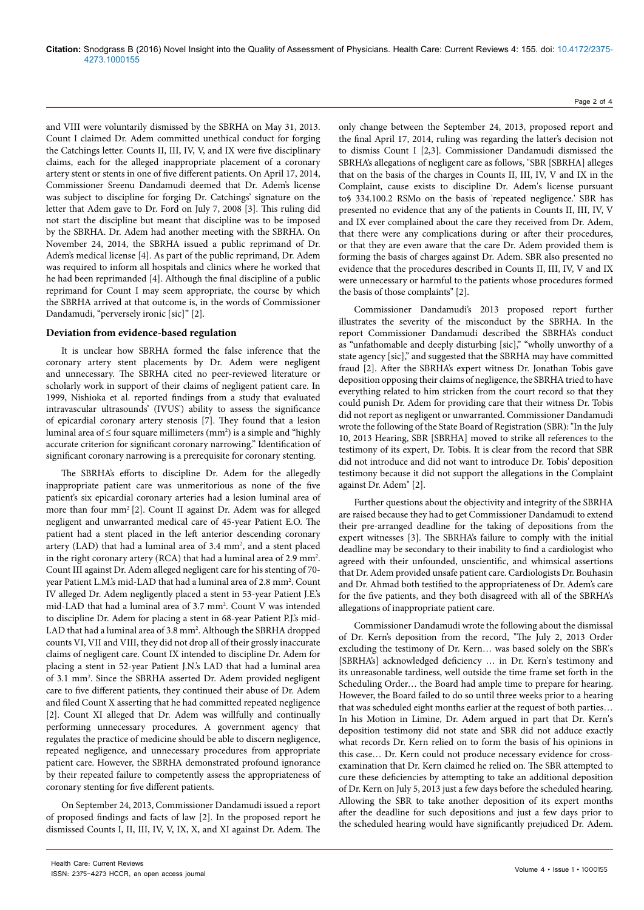and VIII were voluntarily dismissed by the SBRHA on May 31, 2013. Count I claimed Dr. Adem committed unethical conduct for forging the Catchings letter. Counts II, III, IV, V, and IX were five disciplinary claims, each for the alleged inappropriate placement of a coronary artery stent or stents in one of five different patients. On April 17, 2014, Commissioner Sreenu Dandamudi deemed that Dr. Adem's license was subject to discipline for forging Dr. Catchings' signature on the letter that Adem gave to Dr. Ford on July 7, 2008 [3]. This ruling did not start the discipline but meant that discipline was to be imposed by the SBRHA. Dr. Adem had another meeting with the SBRHA. On November 24, 2014, the SBRHA issued a public reprimand of Dr. Adem's medical license [4]. As part of the public reprimand, Dr. Adem was required to inform all hospitals and clinics where he worked that he had been reprimanded [4]. Although the final discipline of a public reprimand for Count I may seem appropriate, the course by which the SBRHA arrived at that outcome is, in the words of Commissioner Dandamudi, "perversely ironic [sic]" [2].

## Deviation from evidence-based regulation

It is unclear how SBRHA formed the false inference that the coronary artery stent placements by Dr. Adem were negligent and unnecessary. The SBRHA cited no peer-reviewed literature or scholarly work in support of their claims of negligent patient care. In 1999, Nishioka et al. reported findings from a study that evaluated intravascular ultrasounds' (IVUS') ability to assess the significance of epicardial coronary artery stenosis [7]. They found that a lesion luminal area of ≤ four square millimeters ($mm^2$) is a simple and "highly accurate criterion for significant coronary narrowing." Identification of significant coronary narrowing is a prerequisite for coronary stenting.

The SBRHA's efforts to discipline Dr. Adem for the allegedly inappropriate patient care was unmeritorious as none of the five patient's six epicardial coronary arteries had a lesion luminal area of more than four $mm^2$ [2]. Count II against Dr. Adem was for alleged negligent and unwarranted medical care of 45-year Patient E.O. The patient had a stent placed in the left anterior descending coronary artery (LAD) that had a luminal area of 3.4 $mm^2$, and a stent placed in the right coronary artery (RCA) that had a luminal area of 2.9 $mm^2$. Count III against Dr. Adem alleged negligent care for his stenting of 70-year Patient L.M.'s mid-LAD that had a luminal area of 2.8 $mm^2$. Count IV alleged Dr. Adem negligently placed a stent in 53-year Patient J.E.'s mid-LAD that had a luminal area of 3.7 $mm^2$. Count V was intended to discipline Dr. Adem for placing a stent in 68-year Patient P.J.'s mid-LAD that had a luminal area of 3.8 $mm^2$. Although the SBRHA dropped counts VI, VII and VIII, they did not drop all of their grossly inaccurate claims of negligent care. Count IX intended to discipline Dr. Adem for placing a stent in 52-year Patient J.N.'s LAD that had a luminal area of 3.1 $mm^2$. Since the SBRHA asserted Dr. Adem provided negligent care to five different patients, they continued their abuse of Dr. Adem and filed Count X asserting that he had committed repeated negligence [2]. Count XI alleged that Dr. Adem was willfully and continually performing unnecessary procedures. A government agency that regulates the practice of medicine should be able to discern negligence, repeated negligence, and unnecessary procedures from appropriate patient care. However, the SBRHA demonstrated profound ignorance by their repeated failure to competently assess the appropriateness of coronary stenting for five different patients.

On September 24, 2013, Commissioner Dandamudi issued a report of proposed findings and facts of law [2]. In the proposed report he dismissed Counts I, II, III, IV, V, IX, X, and XI against Dr. Adem. The only change between the September 24, 2013, proposed report and the final April 17, 2014, ruling was regarding the latter's decision not to dismiss Count I [2,3]. Commissioner Dandamudi dismissed the SBRHA's allegations of negligent care as follows, "SBR [SBRHA] alleges that on the basis of the charges in Counts II, III, IV, V and IX in the Complaint, cause exists to discipline Dr. Adem's license pursuant to§ 334.100.2 RSMo on the basis of 'repeated negligence.' SBR has presented no evidence that any of the patients in Counts II, III, IV, V and IX ever complained about the care they received from Dr. Adem, that there were any complications during or after their procedures, or that they are even aware that the care Dr. Adem provided them is forming the basis of charges against Dr. Adem. SBR also presented no evidence that the procedures described in Counts II, III, IV, V and IX were unnecessary or harmful to the patients whose procedures formed the basis of those complaints" [2].

Commissioner Dandamudi's 2013 proposed report further illustrates the severity of the misconduct by the SBRHA. In the report Commissioner Dandamudi described the SBRHA's conduct as "unfathomable and deeply disturbing [sic]," "wholly unworthy of a state agency [sic]," and suggested that the SBRHA may have committed fraud [2]. After the SBRHA's expert witness Dr. Jonathan Tobis gave deposition opposing their claims of negligence, the SBRHA tried to have everything related to him stricken from the court record so that they could punish Dr. Adem for providing care that their witness Dr. Tobis did not report as negligent or unwarranted. Commissioner Dandamudi wrote the following of the State Board of Registration (SBR): "In the July 10, 2013 Hearing, SBR [SBRHA] moved to strike all references to the testimony of its expert, Dr. Tobis. It is clear from the record that SBR did not introduce and did not want to introduce Dr. Tobis' deposition testimony because it did not support the allegations in the Complaint against Dr. Adem" [2].

Further questions about the objectivity and integrity of the SBRHA are raised because they had to get Commissioner Dandamudi to extend their pre-arranged deadline for the taking of depositions from the expert witnesses [3]. The SBRHA's failure to comply with the initial deadline may be secondary to their inability to find a cardiologist who agreed with their unfounded, unscientific, and whimsical assertions that Dr. Adem provided unsafe patient care. Cardiologists Dr. Bouhasin and Dr. Ahmad both testified to the appropriateness of Dr. Adem's care for the five patients, and they both disagreed with all of the SBRHA's allegations of inappropriate patient care.

Commissioner Dandamudi wrote the following about the dismissal of Dr. Kern's deposition from the record, "The July 2, 2013 Order excluding the testimony of Dr. Kern… was based solely on the SBR's [SBRHA's] acknowledged deficiency … in Dr. Kern's testimony and its unreasonable tardiness, well outside the time frame set forth in the Scheduling Order… the Board had ample time to prepare for hearing. However, the Board failed to do so until three weeks prior to a hearing that was scheduled eight months earlier at the request of both parties… In his Motion in Limine, Dr. Adem argued in part that Dr. Kern's deposition testimony did not state and SBR did not adduce exactly what records Dr. Kern relied on to form the basis of his opinions in this case… Dr. Kern could not produce necessary evidence for cross-examination that Dr. Kern claimed he relied on. The SBR attempted to cure these deficiencies by attempting to take an additional deposition of Dr. Kern on July 5, 2013 just a few days before the scheduled hearing. Allowing the SBR to take another deposition of its expert months after the deadline for such depositions and just a few days prior to the scheduled hearing would have significantly prejudiced Dr. Adem.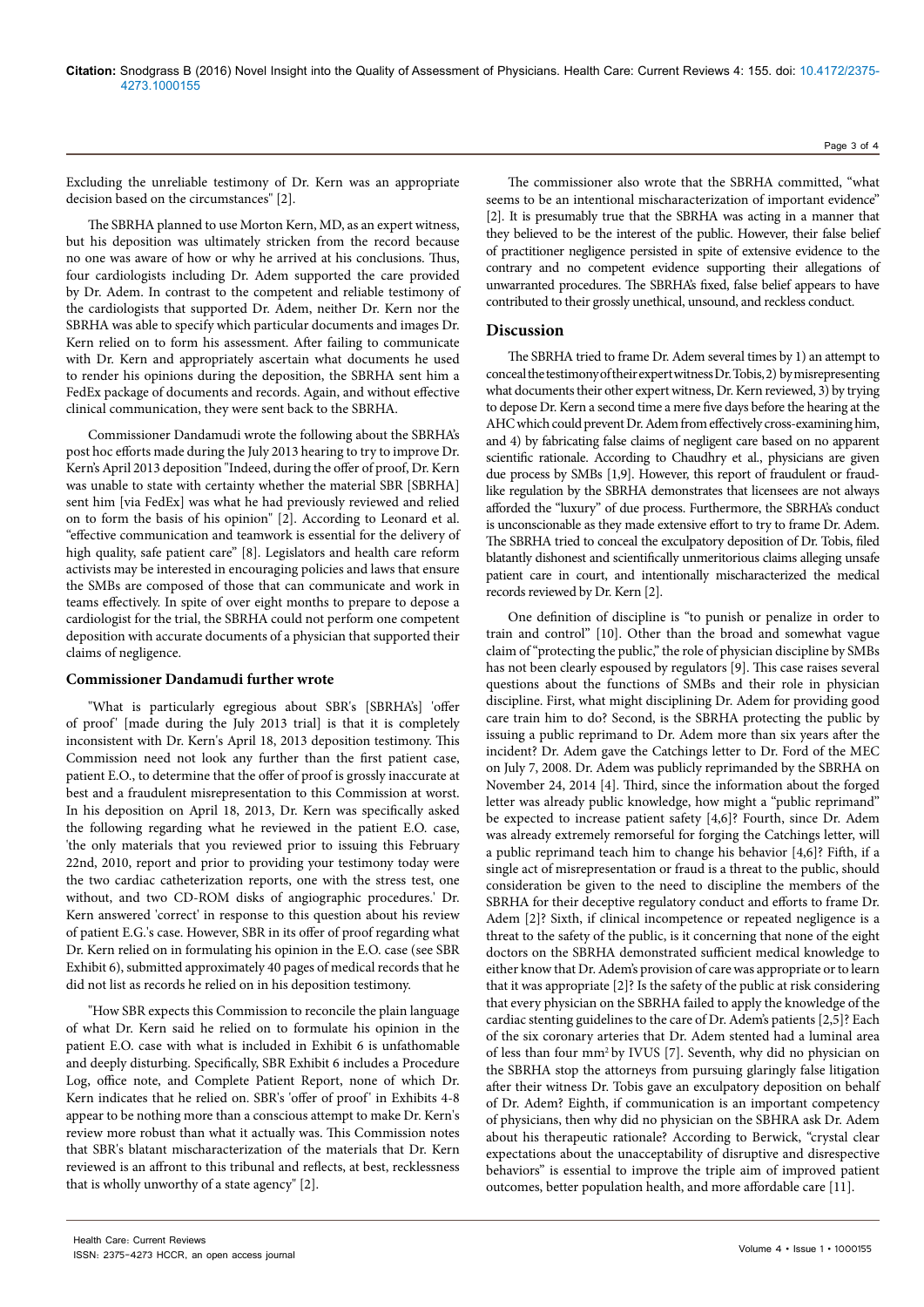Excluding the unreliable testimony of Dr. Kern was an appropriate decision based on the circumstances" [2].

The SBRHA planned to use Morton Kern, MD, as an expert witness, but his deposition was ultimately stricken from the record because no one was aware of how or why he arrived at his conclusions. Thus, four cardiologists including Dr. Adem supported the care provided by Dr. Adem. In contrast to the competent and reliable testimony of the cardiologists that supported Dr. Adem, neither Dr. Kern nor the SBRHA was able to specify which particular documents and images Dr. Kern relied on to form his assessment. After failing to communicate with Dr. Kern and appropriately ascertain what documents he used to render his opinions during the deposition, the SBRHA sent him a FedEx package of documents and records. Again, and without effective clinical communication, they were sent back to the SBRHA.

Commissioner Dandamudi wrote the following about the SBRHA's post hoc efforts made during the July 2013 hearing to try to improve Dr. Kern's April 2013 deposition "Indeed, during the offer of proof, Dr. Kern was unable to state with certainty whether the material SBR [SBRHA] sent him [via FedEx] was what he had previously reviewed and relied on to form the basis of his opinion" [2]. According to Leonard et al. "effective communication and teamwork is essential for the delivery of high quality, safe patient care" [8]. Legislators and health care reform activists may be interested in encouraging policies and laws that ensure the SMBs are composed of those that can communicate and work in teams effectively. In spite of over eight months to prepare to depose a cardiologist for the trial, the SBRHA could not perform one competent deposition with accurate documents of a physician that supported their claims of negligence.

### Commissioner Dandamudi further wrote

"What is particularly egregious about SBR's [SBRHA's] 'offer of proof' [made during the July 2013 trial] is that it is completely inconsistent with Dr. Kern's April 18, 2013 deposition testimony. This Commission need not look any further than the first patient case, patient E.O., to determine that the offer of proof is grossly inaccurate at best and a fraudulent misrepresentation to this Commission at worst. In his deposition on April 18, 2013, Dr. Kern was specifically asked the following regarding what he reviewed in the patient E.O. case, 'the only materials that you reviewed prior to issuing this February 22nd, 2010, report and prior to providing your testimony today were the two cardiac catheterization reports, one with the stress test, one without, and two CD-ROM disks of angiographic procedures.' Dr. Kern answered 'correct' in response to this question about his review of patient E.G.'s case. However, SBR in its offer of proof regarding what Dr. Kern relied on in formulating his opinion in the E.O. case (see SBR Exhibit 6), submitted approximately 40 pages of medical records that he did not list as records he relied on in his deposition testimony.

"How SBR expects this Commission to reconcile the plain language of what Dr. Kern said he relied on to formulate his opinion in the patient E.O. case with what is included in Exhibit 6 is unfathomable and deeply disturbing. Specifically, SBR Exhibit 6 includes a Procedure Log, office note, and Complete Patient Report, none of which Dr. Kern indicates that he relied on. SBR's 'offer of proof' in Exhibits 4-8 appear to be nothing more than a conscious attempt to make Dr. Kern's review more robust than what it actually was. This Commission notes that SBR's blatant mischaracterization of the materials that Dr. Kern reviewed is an affront to this tribunal and reflects, at best, recklessness that is wholly unworthy of a state agency" [2].

The commissioner also wrote that the SBRHA committed, "what seems to be an intentional mischaracterization of important evidence" [2]. It is presumably true that the SBRHA was acting in a manner that they believed to be the interest of the public. However, their false belief of practitioner negligence persisted in spite of extensive evidence to the contrary and no competent evidence supporting their allegations of unwarranted procedures. The SBRHA's fixed, false belief appears to have contributed to their grossly unethical, unsound, and reckless conduct.

## Discussion

The SBRHA tried to frame Dr. Adem several times by 1) an attempt to conceal the testimony of their expert witness Dr. Tobis, 2) by misrepresenting what documents their other expert witness, Dr. Kern reviewed, 3) by trying to depose Dr. Kern a second time a mere five days before the hearing at the AHC which could prevent Dr. Adem from effectively cross-examining him, and 4) by fabricating false claims of negligent care based on no apparent scientific rationale. According to Chaudhry et al., physicians are given due process by SMBs [1,9]. However, this report of fraudulent or fraud-like regulation by the SBRHA demonstrates that licensees are not always afforded the "luxury" of due process. Furthermore, the SBRHA's conduct is unconscionable as they made extensive effort to try to frame Dr. Adem. The SBRHA tried to conceal the exculpatory deposition of Dr. Tobis, filed blatantly dishonest and scientifically unmeritorious claims alleging unsafe patient care in court, and intentionally mischaracterized the medical records reviewed by Dr. Kern [2].

One definition of discipline is "to punish or penalize in order to train and control" [10]. Other than the broad and somewhat vague claim of "protecting the public," the role of physician discipline by SMBs has not been clearly espoused by regulators [9]. This case raises several questions about the functions of SMBs and their role in physician discipline. First, what might disciplining Dr. Adem for providing good care train him to do? Second, is the SBRHA protecting the public by issuing a public reprimand to Dr. Adem more than six years after the incident? Dr. Adem gave the Catchings letter to Dr. Ford of the MEC on July 7, 2008. Dr. Adem was publicly reprimanded by the SBRHA on November 24, 2014 [4]. Third, since the information about the forged letter was already public knowledge, how might a "public reprimand" be expected to increase patient safety [4,6]? Fourth, since Dr. Adem was already extremely remorseful for forging the Catchings letter, will a public reprimand teach him to change his behavior [4,6]? Fifth, if a single act of misrepresentation or fraud is a threat to the public, should consideration be given to the need to discipline the members of the SBRHA for their deceptive regulatory conduct and efforts to frame Dr. Adem [2]? Sixth, if clinical incompetence or repeated negligence is a threat to the safety of the public, is it concerning that none of the eight doctors on the SBRHA demonstrated sufficient medical knowledge to either know that Dr. Adem's provision of care was appropriate or to learn that it was appropriate [2]? Is the safety of the public at risk considering that every physician on the SBRHA failed to apply the knowledge of the cardiac stenting guidelines to the care of Dr. Adem's patients [2,5]? Each of the six coronary arteries that Dr. Adem stented had a luminal area of less than four $mm^2$ by IVUS [7]. Seventh, why did no physician on the SBRHA stop the attorneys from pursuing glaringly false litigation after their witness Dr. Tobis gave an exculpatory deposition on behalf of Dr. Adem? Eighth, if communication is an important competency of physicians, then why did no physician on the SBRHA ask Dr. Adem about his therapeutic rationale? According to Berwick, "crystal clear expectations about the unacceptability of disruptive and disrespective behaviors" is essential to improve the triple aim of improved patient outcomes, better population health, and more affordable care [11].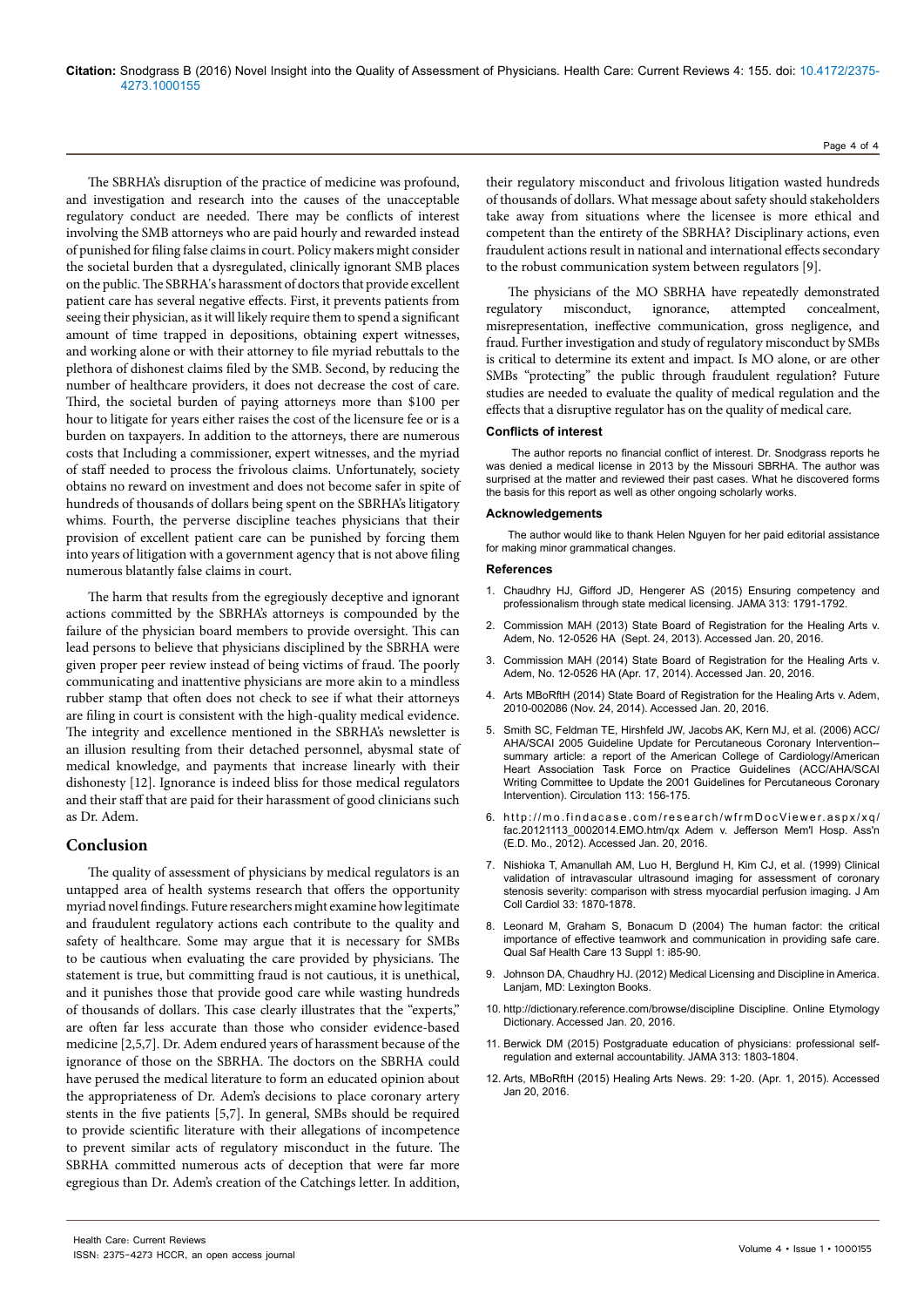The SBRHA's disruption of the practice of medicine was profound, and investigation and research into the causes of the unacceptable regulatory conduct are needed. There may be conflicts of interest involving the SMB attorneys who are paid hourly and rewarded instead of punished for filing false claims in court. Policy makers might consider the societal burden that a dysregulated, clinically ignorant SMB places on the public. The SBRHA's harassment of doctors that provide excellent patient care has several negative effects. First, it prevents patients from seeing their physician, as it will likely require them to spend a significant amount of time trapped in depositions, obtaining expert witnesses, and working alone or with their attorney to file myriad rebuttals to the plethora of dishonest claims filed by the SMB. Second, by reducing the number of healthcare providers, it does not decrease the cost of care. Third, the societal burden of paying attorneys more than $100 per hour to litigate for years either raises the cost of the licensure fee or is a burden on taxpayers. In addition to the attorneys, there are numerous costs that Including a commissioner, expert witnesses, and the myriad of staff needed to process the frivolous claims. Unfortunately, society obtains no reward on investment and does not become safer in spite of hundreds of thousands of dollars being spent on the SBRHA's litigatory whims. Fourth, the perverse discipline teaches physicians that their provision of excellent patient care can be punished by forcing them into years of litigation with a government agency that is not above filing numerous blatantly false claims in court.

The harm that results from the egregiously deceptive and ignorant actions committed by the SBRHA's attorneys is compounded by the failure of the physician board members to provide oversight. This can lead persons to believe that physicians disciplined by the SBRHA were given proper peer review instead of being victims of fraud. The poorly communicating and inattentive physicians are more akin to a mindless rubber stamp that often does not check to see if what their attorneys are filing in court is consistent with the high-quality medical evidence. The integrity and excellence mentioned in the SBRHA's newsletter is an illusion resulting from their detached personnel, abysmal state of medical knowledge, and payments that increase linearly with their dishonesty [12]. Ignorance is indeed bliss for those medical regulators and their staff that are paid for their harassment of good clinicians such as Dr. Adem.

## Conclusion

The quality of assessment of physicians by medical regulators is an untapped area of health systems research that offers the opportunity myriad novel findings. Future researchers might examine how legitimate and fraudulent regulatory actions each contribute to the quality and safety of healthcare. Some may argue that it is necessary for SMBs to be cautious when evaluating the care provided by physicians. The statement is true, but committing fraud is not cautious, it is unethical, and it punishes those that provide good care while wasting hundreds of thousands of dollars. This case clearly illustrates that the "experts," are often far less accurate than those who consider evidence-based medicine [2,5,7]. Dr. Adem endured years of harassment because of the ignorance of those on the SBRHA. The doctors on the SBRHA could have perused the medical literature to form an educated opinion about the appropriateness of Dr. Adem's decisions to place coronary artery stents in the five patients [5,7]. In general, SMBs should be required to provide scientific literature with their allegations of incompetence to prevent similar acts of regulatory misconduct in the future. The SBRHA committed numerous acts of deception that were far more egregious than Dr. Adem's creation of the Catchings letter. In addition, their regulatory misconduct and frivolous litigation wasted hundreds of thousands of dollars. What message about safety should stakeholders take away from situations where the licensee is more ethical and competent than the entirety of the SBRHA? Disciplinary actions, even fraudulent actions result in national and international effects secondary to the robust communication system between regulators [9].

The physicians of the MO SBRHA have repeatedly demonstrated regulatory misconduct, ignorance, attempted concealment, misrepresentation, ineffective communication, gross negligence, and fraud. Further investigation and study of regulatory misconduct by SMBs is critical to determine its extent and impact. Is MO alone, or are other SMBs "protecting" the public through fraudulent regulation? Future studies are needed to evaluate the quality of medical regulation and the effects that a disruptive regulator has on the quality of medical care.

### Conflicts of interest

The author reports no financial conflict of interest. Dr. Snodgrass reports he was denied a medical license in 2013 by the Missouri SBRHA. The author was surprised at the matter and reviewed their past cases. What he discovered forms the basis for this report as well as other ongoing scholarly works.

### Acknowledgements

The author would like to thank Helen Nguyen for her paid editorial assistance for making minor grammatical changes.

### References

1. Chaudhry HJ, Gifford JD, Hengerer AS (2015) Ensuring competency and professionalism through state medical licensing. JAMA 313: 1791-1792.
2. Commission MAH (2013) State Board of Registration for the Healing Arts v. Adem, No. 12-0526 HA (Sept. 24, 2013). Accessed Jan. 20, 2016.
3. Commission MAH (2014) State Board of Registration for the Healing Arts v. Adem, No. 12-0526 HA (Apr. 17, 2014). Accessed Jan. 20, 2016.
4. Arts MBoRftH (2014) State Board of Registration for the Healing Arts v. Adem, 2010-002086 (Nov. 24, 2014). Accessed Jan. 20, 2016.
5. Smith SC, Feldman TE, Hirshfeld JW, Jacobs AK, Kern MJ, et al. (2006) ACC/AHA/SCAI 2005 Guideline Update for Percutaneous Coronary Intervention--summary article: a report of the American College of Cardiology/American Heart Association Task Force on Practice Guidelines (ACC/AHA/SCAI Writing Committee to Update the 2001 Guidelines for Percutaneous Coronary Intervention). Circulation 113: 156-175.
6. http://mo.findacase.com/research/wfrmDocViewer.aspx/xq/fac.20121113_0002014.EMO.htm/qx Adem v. Jefferson Mem'l Hosp. Ass'n (E.D. Mo., 2012). Accessed Jan. 20, 2016.
7. Nishioka T, Amanullah AM, Luo H, Berglund H, Kim CJ, et al. (1999) Clinical validation of intravascular ultrasound imaging for assessment of coronary stenosis severity: comparison with stress myocardial perfusion imaging. J Am Coll Cardiol 33: 1870-1878.
8. Leonard M, Graham S, Bonacum D (2004) The human factor: the critical importance of effective teamwork and communication in providing safe care. Qual Saf Health Care 13 Suppl 1: i85-90.
9. Johnson DA, Chaudhry HJ. (2012) Medical Licensing and Discipline in America. Lanjam, MD: Lexington Books.
10. http://dictionary.reference.com/browse/discipline Discipline. Online Etymology Dictionary. Accessed Jan. 20, 2016.
11. Berwick DM (2015) Postgraduate education of physicians: professional self-regulation and external accountability. JAMA 313: 1803-1804.
12. Arts, MBoRftH (2015) Healing Arts News. 29: 1-20. (Apr. 1, 2015). Accessed Jan 20, 2016.